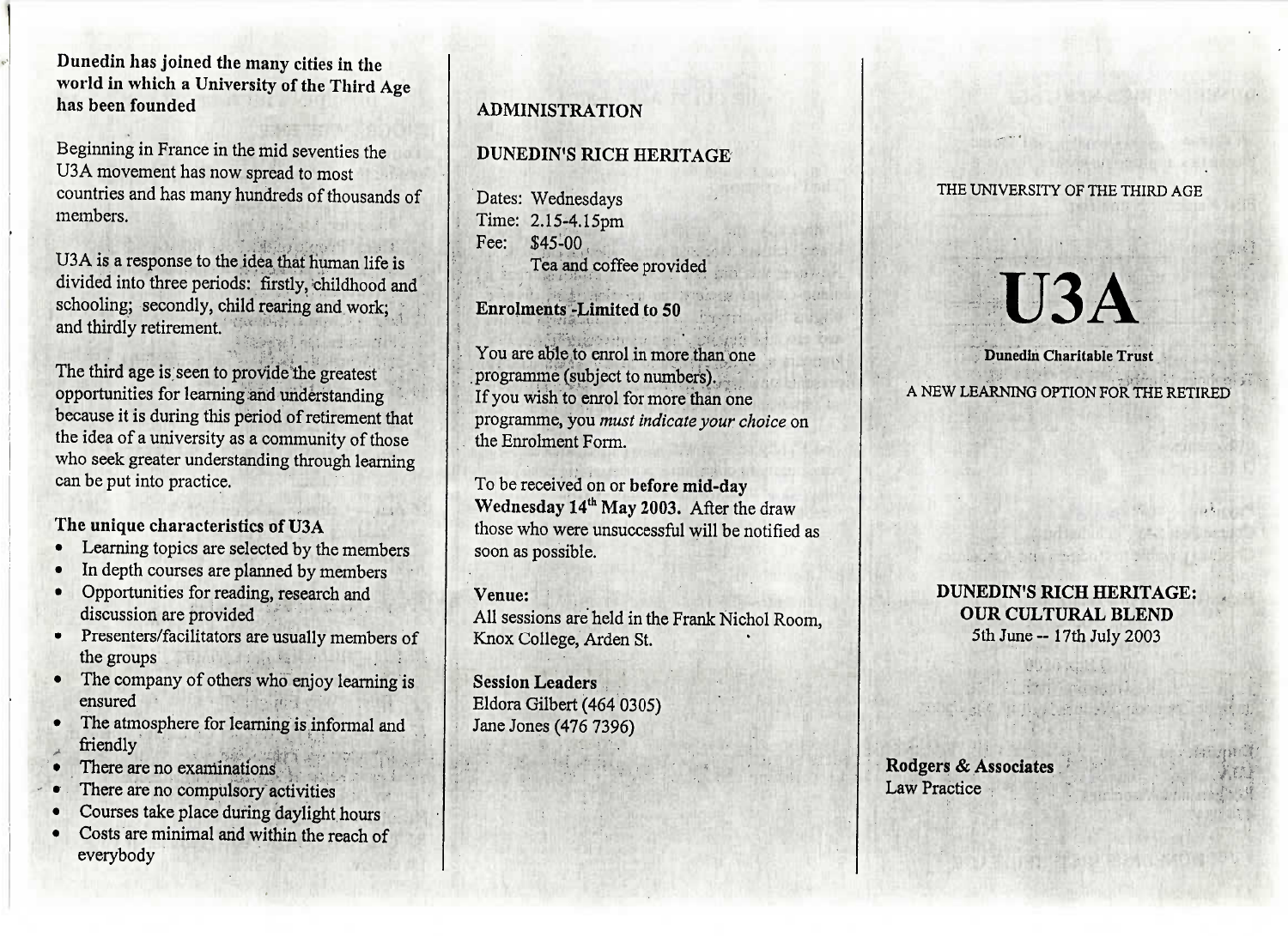**Dunedin has joined the many cities in the world in which a University of the Third Age has been founded**

Beginning in France in the mid seventies the U3A movement has now spread to most countries and has many hundreds of thousands of members.

U3A is a response to the idea that human life is divided into three periods: firstly, childhood and schooling; secondly, child rearing and work; and thirdly retirement.

The third age is seen to provide the greatest opportunities for learning and understanding because it is during this period of retirement that the idea of a university as a community of those who seek greater understanding through learning can be put into practice.

**The unique characteristics of U3A**

- Learning topics are selected by the members
- In depth courses are planned by members
- Opportunities for reading, research and discussion are provided
- Presenters/facilitators are usually members of the groups
- The company of others who enjoy learning is ensured
- The atmosphere for learning is informal and friendly
- There are no examinations
- There are no compulsory activities
- Courses take place during daylight hours
- Costs are minimal and within the reach of everybody

## ADMINISTRATION

**DUNEDIN'S RICH HERITAGE**

Dates: Wednesdays
Time: 2.15-4.15pm
Fee: $45-00
Tea and coffee provided

**Enrolments -Limited to 50**

You are able to enrol in more than one programme (subject to numbers).
If you wish to enrol for more than one programme, you *must indicate your choice* on the Enrolment Form.

To be received on or **before mid-day Wednesday 14th May 2003.** After the draw those who were unsuccessful will be notified as soon as possible.

**Venue:**
All sessions are held in the Frank Nichol Room, Knox College, Arden St.

**Session Leaders**
Eldora Gilbert (464 0305)
Jane Jones (476 7396)

THE UNIVERSITY OF THE THIRD AGE

# U3A

**Dunedin Charitable Trust**

A NEW LEARNING OPTION FOR THE RETIRED

**DUNEDIN'S RICH HERITAGE: OUR CULTURAL BLEND**
5th June -- 17th July 2003

**Rodgers & Associates**
Law Practice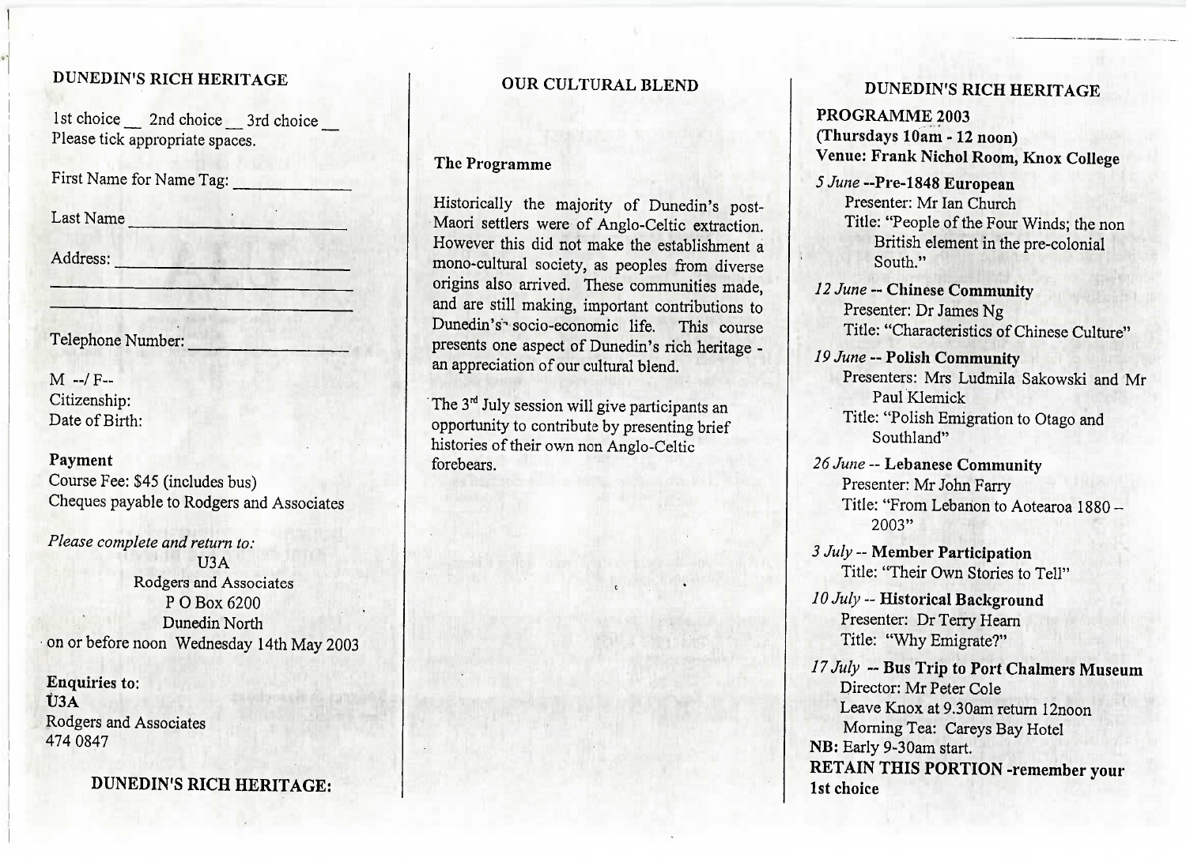## DUNEDIN'S RICH HERITAGE

1st choice __ 2nd choice __ 3rd choice __
Please tick appropriate spaces.

First Name for Name Tag: ____________

Last Name ____________

Address: ____________

____________

____________

Telephone Number: ____________

M --/ F--
Citizenship:
Date of Birth:

**Payment**
Course Fee: $45 (includes bus)
Cheques payable to Rodgers and Associates

*Please complete and return to:*
U3A
Rodgers and Associates
P O Box 6200
Dunedin North
on or before noon Wednesday 14th May 2003

**Enquiries to:**
**U3A**
Rodgers and Associates
474 0847

**DUNEDIN'S RICH HERITAGE:**

## OUR CULTURAL BLEND

### The Programme

Historically the majority of Dunedin's post-Maori settlers were of Anglo-Celtic extraction. However this did not make the establishment a mono-cultural society, as peoples from diverse origins also arrived. These communities made, and are still making, important contributions to Dunedin's socio-economic life. This course presents one aspect of Dunedin's rich heritage - an appreciation of our cultural blend.

The 3rd July session will give participants an opportunity to contribute by presenting brief histories of their own non Anglo-Celtic forebears.

## DUNEDIN'S RICH HERITAGE

**PROGRAMME 2003**
**(Thursdays 10am - 12 noon)**
**Venue: Frank Nichol Room, Knox College**

*5 June* --**Pre-1848 European**
Presenter: Mr Ian Church
Title: "People of the Four Winds; the non British element in the pre-colonial South."

*12 June* -- **Chinese Community**
Presenter: Dr James Ng
Title: "Characteristics of Chinese Culture"

*19 June* -- **Polish Community**
Presenters: Mrs Ludmila Sakowski and Mr Paul Klemick
Title: "Polish Emigration to Otago and Southland"

*26 June* -- **Lebanese Community**
Presenter: Mr John Farry
Title: "From Lebanon to Aotearoa 1880 – 2003"

*3 July* -- **Member Participation**
Title: "Their Own Stories to Tell"

*10 July* -- **Historical Background**
Presenter: Dr Terry Hearn
Title: "Why Emigrate?"

*17 July* -- **Bus Trip to Port Chalmers Museum**
Director: Mr Peter Cole
Leave Knox at 9.30am return 12noon
Morning Tea: Careys Bay Hotel

**NB:** Early 9-30am start.

**RETAIN THIS PORTION -remember your 1st choice**